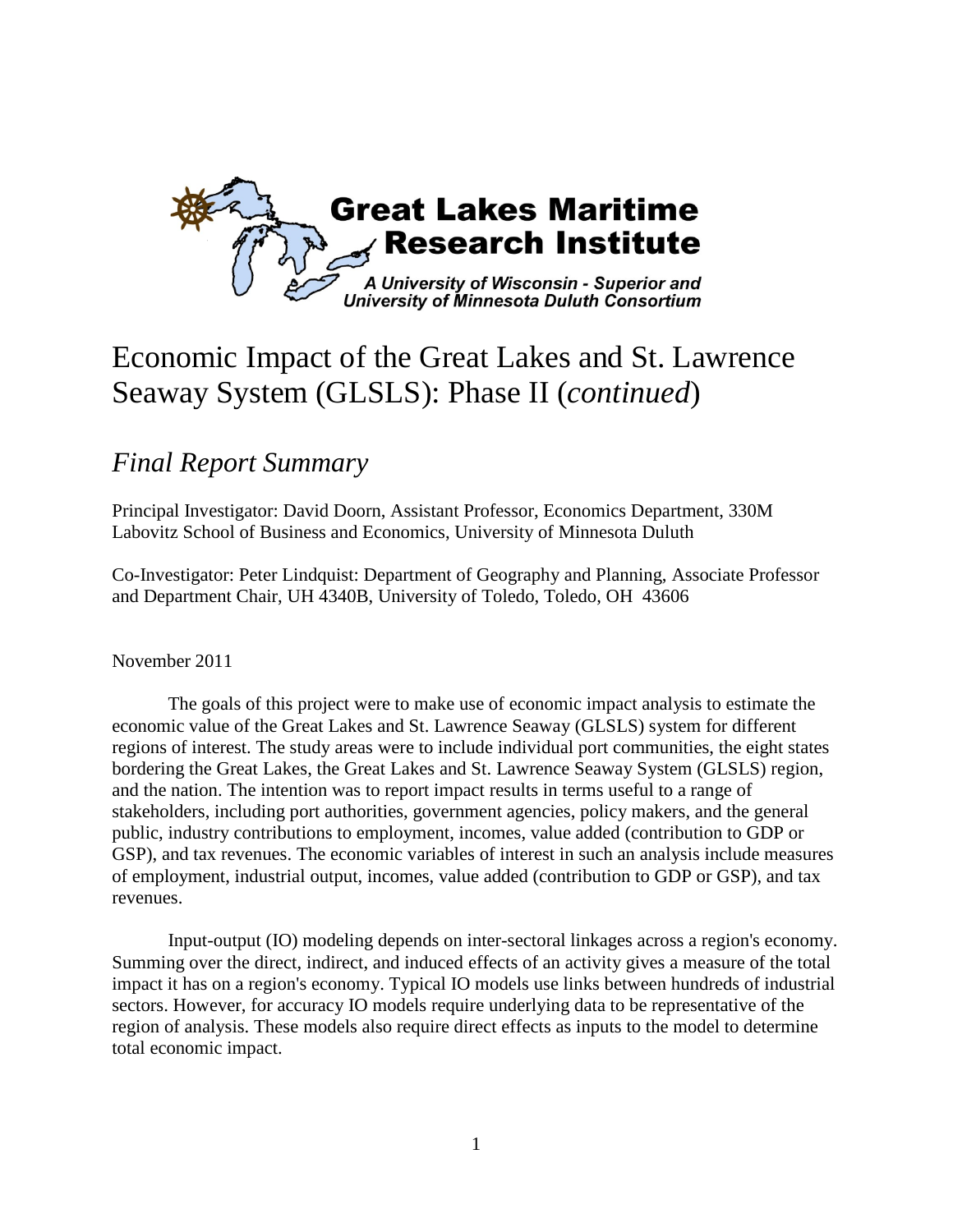**Great Lakes Maritime Research Institute**

*A University of Wisconsin - Superior and University of Minnesota Duluth Consortium*

# Economic Impact of the Great Lakes and St. Lawrence Seaway System (GLSLS): Phase II (*continued*)

## *Final Report Summary*

Principal Investigator: David Doorn, Assistant Professor, Economics Department, 330M Labovitz School of Business and Economics, University of Minnesota Duluth

Co-Investigator: Peter Lindquist: Department of Geography and Planning, Associate Professor and Department Chair, UH 4340B, University of Toledo, Toledo, OH 43606

November 2011

The goals of this project were to make use of economic impact analysis to estimate the economic value of the Great Lakes and St. Lawrence Seaway (GLSLS) system for different regions of interest. The study areas were to include individual port communities, the eight states bordering the Great Lakes, the Great Lakes and St. Lawrence Seaway System (GLSLS) region, and the nation. The intention was to report impact results in terms useful to a range of stakeholders, including port authorities, government agencies, policy makers, and the general public, industry contributions to employment, incomes, value added (contribution to GDP or GSP), and tax revenues. The economic variables of interest in such an analysis include measures of employment, industrial output, incomes, value added (contribution to GDP or GSP), and tax revenues.

Input-output (IO) modeling depends on inter-sectoral linkages across a region's economy. Summing over the direct, indirect, and induced effects of an activity gives a measure of the total impact it has on a region's economy. Typical IO models use links between hundreds of industrial sectors. However, for accuracy IO models require underlying data to be representative of the region of analysis. These models also require direct effects as inputs to the model to determine total economic impact.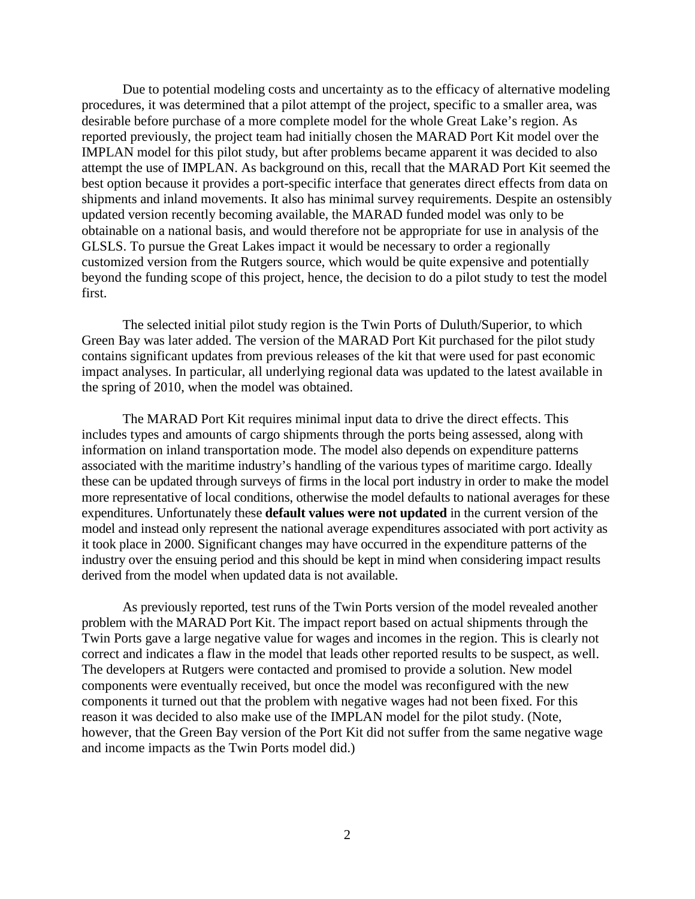Due to potential modeling costs and uncertainty as to the efficacy of alternative modeling procedures, it was determined that a pilot attempt of the project, specific to a smaller area, was desirable before purchase of a more complete model for the whole Great Lake's region. As reported previously, the project team had initially chosen the MARAD Port Kit model over the IMPLAN model for this pilot study, but after problems became apparent it was decided to also attempt the use of IMPLAN. As background on this, recall that the MARAD Port Kit seemed the best option because it provides a port-specific interface that generates direct effects from data on shipments and inland movements. It also has minimal survey requirements. Despite an ostensibly updated version recently becoming available, the MARAD funded model was only to be obtainable on a national basis, and would therefore not be appropriate for use in analysis of the GLSLS. To pursue the Great Lakes impact it would be necessary to order a regionally customized version from the Rutgers source, which would be quite expensive and potentially beyond the funding scope of this project, hence, the decision to do a pilot study to test the model first.

The selected initial pilot study region is the Twin Ports of Duluth/Superior, to which Green Bay was later added. The version of the MARAD Port Kit purchased for the pilot study contains significant updates from previous releases of the kit that were used for past economic impact analyses. In particular, all underlying regional data was updated to the latest available in the spring of 2010, when the model was obtained.

The MARAD Port Kit requires minimal input data to drive the direct effects. This includes types and amounts of cargo shipments through the ports being assessed, along with information on inland transportation mode. The model also depends on expenditure patterns associated with the maritime industry's handling of the various types of maritime cargo. Ideally these can be updated through surveys of firms in the local port industry in order to make the model more representative of local conditions, otherwise the model defaults to national averages for these expenditures. Unfortunately these **default values were not updated** in the current version of the model and instead only represent the national average expenditures associated with port activity as it took place in 2000. Significant changes may have occurred in the expenditure patterns of the industry over the ensuing period and this should be kept in mind when considering impact results derived from the model when updated data is not available.

As previously reported, test runs of the Twin Ports version of the model revealed another problem with the MARAD Port Kit. The impact report based on actual shipments through the Twin Ports gave a large negative value for wages and incomes in the region. This is clearly not correct and indicates a flaw in the model that leads other reported results to be suspect, as well. The developers at Rutgers were contacted and promised to provide a solution. New model components were eventually received, but once the model was reconfigured with the new components it turned out that the problem with negative wages had not been fixed. For this reason it was decided to also make use of the IMPLAN model for the pilot study. (Note, however, that the Green Bay version of the Port Kit did not suffer from the same negative wage and income impacts as the Twin Ports model did.)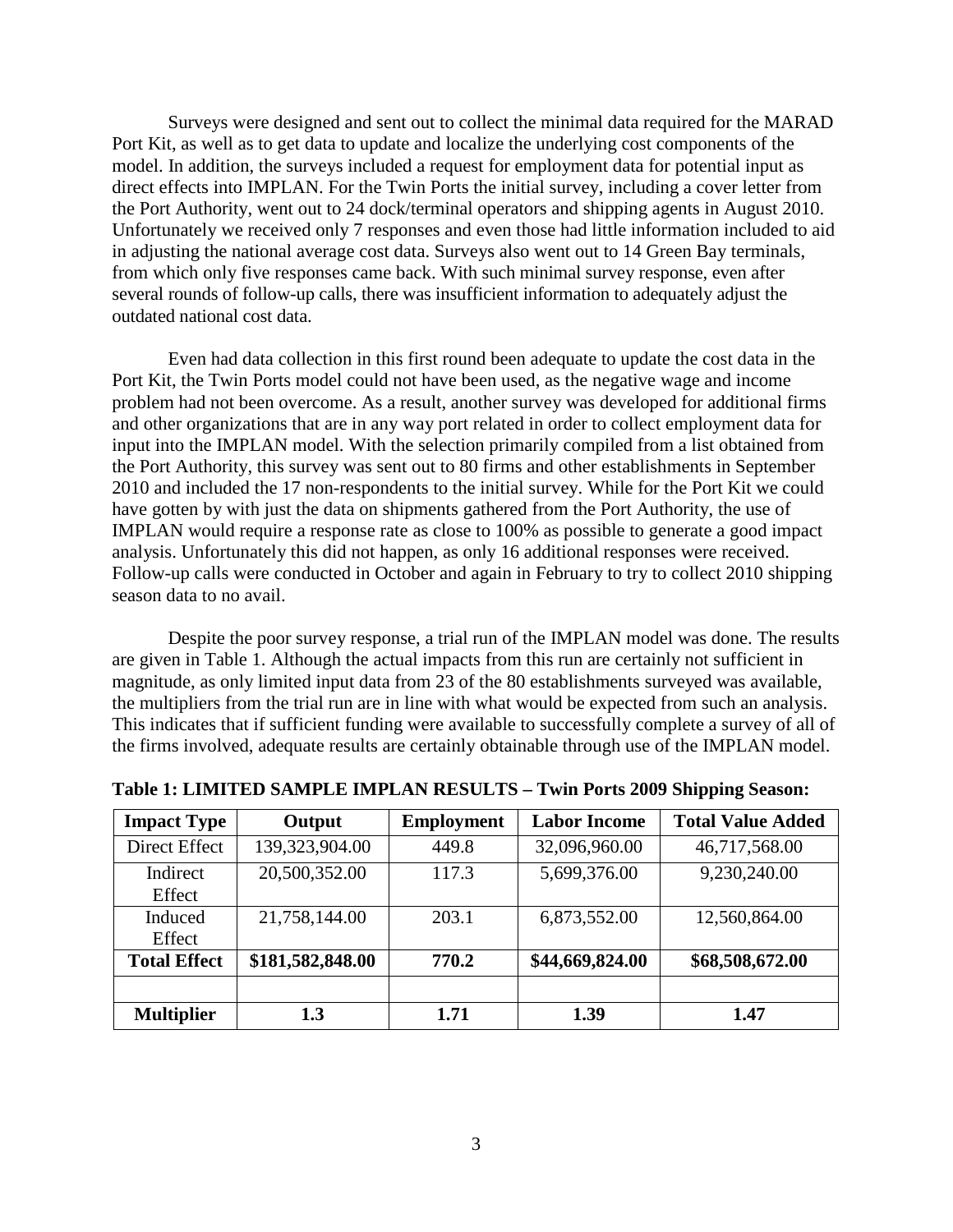Surveys were designed and sent out to collect the minimal data required for the MARAD Port Kit, as well as to get data to update and localize the underlying cost components of the model. In addition, the surveys included a request for employment data for potential input as direct effects into IMPLAN. For the Twin Ports the initial survey, including a cover letter from the Port Authority, went out to 24 dock/terminal operators and shipping agents in August 2010. Unfortunately we received only 7 responses and even those had little information included to aid in adjusting the national average cost data. Surveys also went out to 14 Green Bay terminals, from which only five responses came back. With such minimal survey response, even after several rounds of follow-up calls, there was insufficient information to adequately adjust the outdated national cost data.

Even had data collection in this first round been adequate to update the cost data in the Port Kit, the Twin Ports model could not have been used, as the negative wage and income problem had not been overcome. As a result, another survey was developed for additional firms and other organizations that are in any way port related in order to collect employment data for input into the IMPLAN model. With the selection primarily compiled from a list obtained from the Port Authority, this survey was sent out to 80 firms and other establishments in September 2010 and included the 17 non-respondents to the initial survey. While for the Port Kit we could have gotten by with just the data on shipments gathered from the Port Authority, the use of IMPLAN would require a response rate as close to 100% as possible to generate a good impact analysis. Unfortunately this did not happen, as only 16 additional responses were received. Follow-up calls were conducted in October and again in February to try to collect 2010 shipping season data to no avail.

Despite the poor survey response, a trial run of the IMPLAN model was done. The results are given in Table 1. Although the actual impacts from this run are certainly not sufficient in magnitude, as only limited input data from 23 of the 80 establishments surveyed was available, the multipliers from the trial run are in line with what would be expected from such an analysis. This indicates that if sufficient funding were available to successfully complete a survey of all of the firms involved, adequate results are certainly obtainable through use of the IMPLAN model.

**Table 1: LIMITED SAMPLE IMPLAN RESULTS – Twin Ports 2009 Shipping Season:**

| **Impact Type** | **Output** | **Employment** | **Labor Income** | **Total Value Added** |
|---|---|---|---|---|
| Direct Effect | 139,323,904.00 | 449.8 | 32,096,960.00 | 46,717,568.00 |
| Indirect Effect | 20,500,352.00 | 117.3 | 5,699,376.00 | 9,230,240.00 |
| Induced Effect | 21,758,144.00 | 203.1 | 6,873,552.00 | 12,560,864.00 |
| **Total Effect** | **$181,582,848.00** | **770.2** | **$44,669,824.00** | **$68,508,672.00** |
| | | | | |
| **Multiplier** | **1.3** | **1.71** | **1.39** | **1.47** |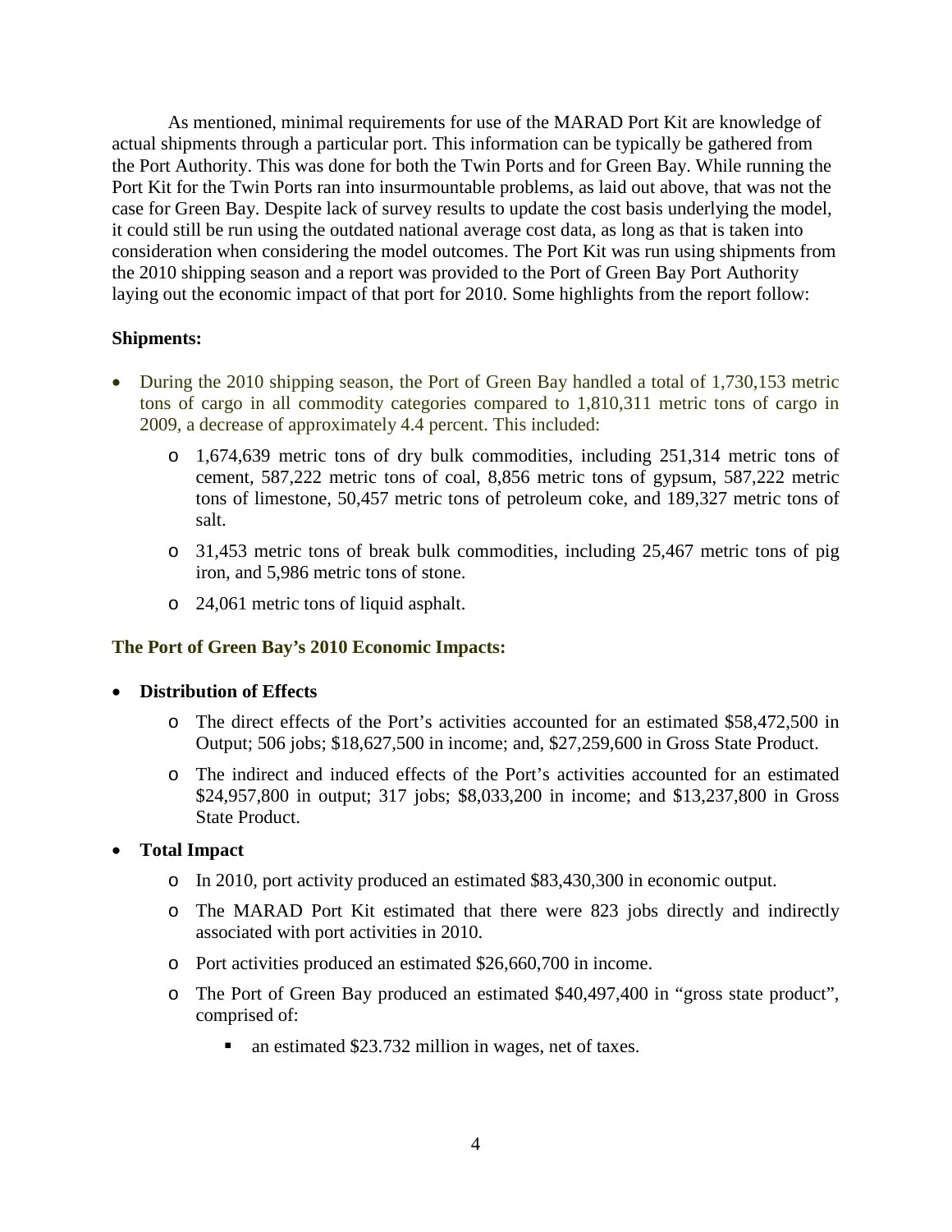As mentioned, minimal requirements for use of the MARAD Port Kit are knowledge of actual shipments through a particular port. This information can be typically be gathered from the Port Authority. This was done for both the Twin Ports and for Green Bay. While running the Port Kit for the Twin Ports ran into insurmountable problems, as laid out above, that was not the case for Green Bay. Despite lack of survey results to update the cost basis underlying the model, it could still be run using the outdated national average cost data, as long as that is taken into consideration when considering the model outcomes. The Port Kit was run using shipments from the 2010 shipping season and a report was provided to the Port of Green Bay Port Authority laying out the economic impact of that port for 2010. Some highlights from the report follow:

**Shipments:**

- During the 2010 shipping season, the Port of Green Bay handled a total of 1,730,153 metric tons of cargo in all commodity categories compared to 1,810,311 metric tons of cargo in 2009, a decrease of approximately 4.4 percent. This included:
    - 1,674,639 metric tons of dry bulk commodities, including 251,314 metric tons of cement, 587,222 metric tons of coal, 8,856 metric tons of gypsum, 587,222 metric tons of limestone, 50,457 metric tons of petroleum coke, and 189,327 metric tons of salt.
    - 31,453 metric tons of break bulk commodities, including 25,467 metric tons of pig iron, and 5,986 metric tons of stone.
    - 24,061 metric tons of liquid asphalt.

**The Port of Green Bay's 2010 Economic Impacts:**

- **Distribution of Effects**
    - The direct effects of the Port's activities accounted for an estimated $58,472,500 in Output; 506 jobs; $18,627,500 in income; and, $27,259,600 in Gross State Product.
    - The indirect and induced effects of the Port's activities accounted for an estimated $24,957,800 in output; 317 jobs; $8,033,200 in income; and $13,237,800 in Gross State Product.
- **Total Impact**
    - In 2010, port activity produced an estimated $83,430,300 in economic output.
    - The MARAD Port Kit estimated that there were 823 jobs directly and indirectly associated with port activities in 2010.
    - Port activities produced an estimated $26,660,700 in income.
    - The Port of Green Bay produced an estimated $40,497,400 in "gross state product", comprised of:
        - an estimated $23.732 million in wages, net of taxes.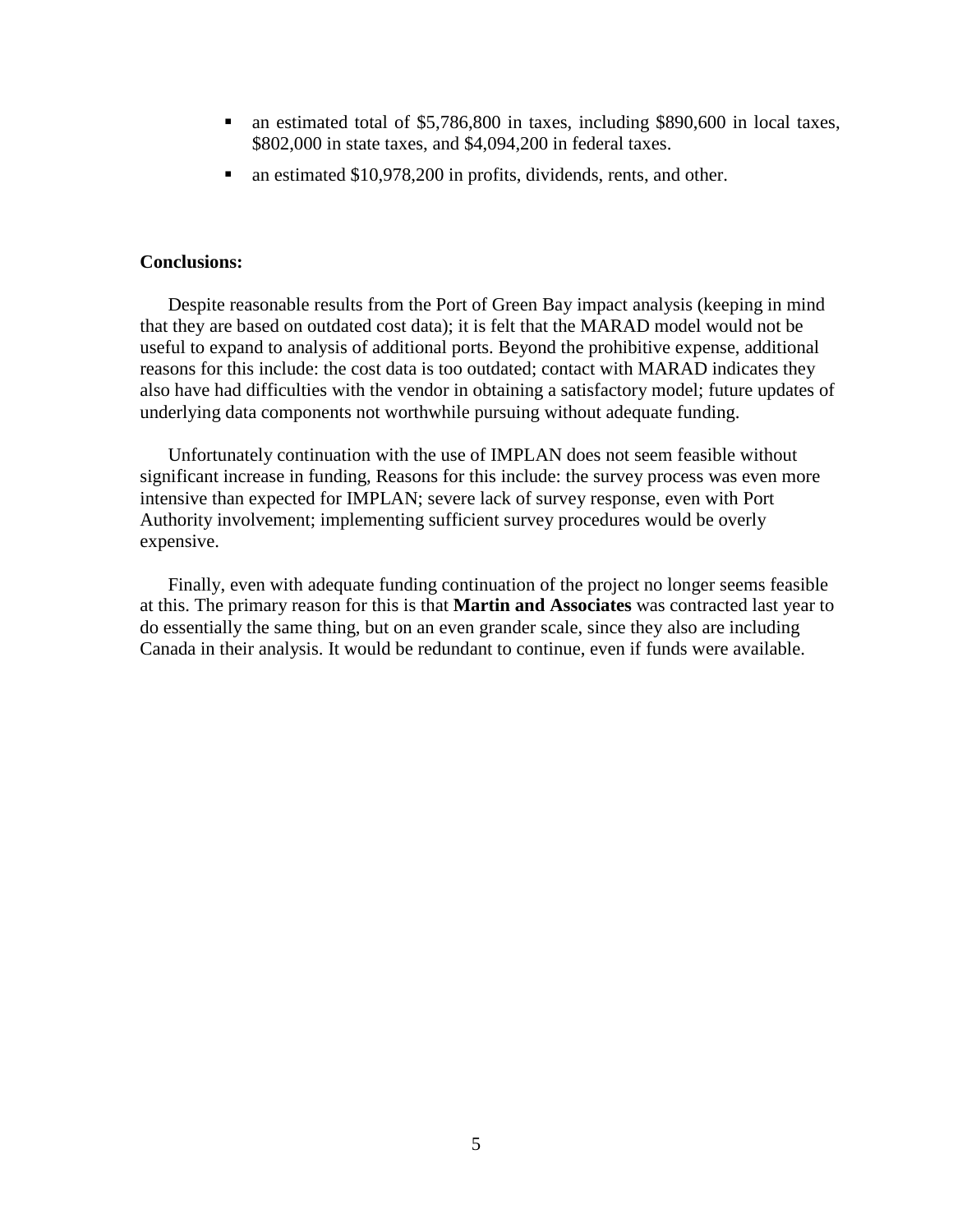- an estimated total of $5,786,800 in taxes, including $890,600 in local taxes, $802,000 in state taxes, and $4,094,200 in federal taxes.
- an estimated $10,978,200 in profits, dividends, rents, and other.

**Conclusions:**

Despite reasonable results from the Port of Green Bay impact analysis (keeping in mind that they are based on outdated cost data); it is felt that the MARAD model would not be useful to expand to analysis of additional ports. Beyond the prohibitive expense, additional reasons for this include: the cost data is too outdated; contact with MARAD indicates they also have had difficulties with the vendor in obtaining a satisfactory model; future updates of underlying data components not worthwhile pursuing without adequate funding.

Unfortunately continuation with the use of IMPLAN does not seem feasible without significant increase in funding, Reasons for this include: the survey process was even more intensive than expected for IMPLAN; severe lack of survey response, even with Port Authority involvement; implementing sufficient survey procedures would be overly expensive.

Finally, even with adequate funding continuation of the project no longer seems feasible at this. The primary reason for this is that **Martin and Associates** was contracted last year to do essentially the same thing, but on an even grander scale, since they also are including Canada in their analysis. It would be redundant to continue, even if funds were available.